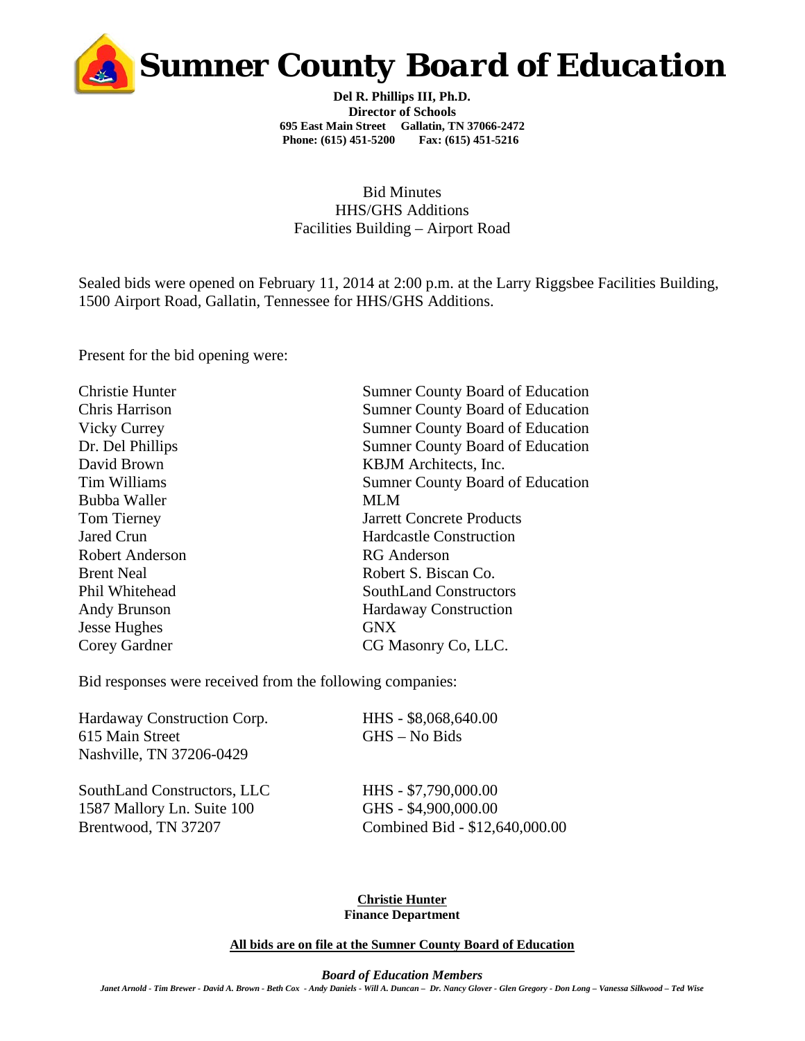# Sumner County Board of Education

**Del R. Phillips III, Ph.D.**
**Director of Schools**
**695 East Main Street    Gallatin, TN 37066-2472**
**Phone: (615) 451-5200    Fax: (615) 451-5216**

Bid Minutes
HHS/GHS Additions
Facilities Building – Airport Road

Sealed bids were opened on February 11, 2014 at 2:00 p.m. at the Larry Riggsbee Facilities Building, 1500 Airport Road, Gallatin, Tennessee for HHS/GHS Additions.

Present for the bid opening were:

| | |
|---|---|
| Christie Hunter | Sumner County Board of Education |
| Chris Harrison | Sumner County Board of Education |
| Vicky Currey | Sumner County Board of Education |
| Dr. Del Phillips | Sumner County Board of Education |
| David Brown | KBJM Architects, Inc. |
| Tim Williams | Sumner County Board of Education |
| Bubba Waller | MLM |
| Tom Tierney | Jarrett Concrete Products |
| Jared Crun | Hardcastle Construction |
| Robert Anderson | RG Anderson |
| Brent Neal | Robert S. Biscan Co. |
| Phil Whitehead | SouthLand Constructors |
| Andy Brunson | Hardaway Construction |
| Jesse Hughes | GNX |
| Corey Gardner | CG Masonry Co, LLC. |

Bid responses were received from the following companies:

| | |
|---|---|
| Hardaway Construction Corp.<br>615 Main Street<br>Nashville, TN 37206-0429 | HHS - $8,068,640.00<br>GHS – No Bids |
| SouthLand Constructors, LLC<br>1587 Mallory Ln. Suite 100<br>Brentwood, TN 37207 | HHS - $7,790,000.00<br>GHS - $4,900,000.00<br>Combined Bid - $12,640,000.00 |

**Christie Hunter**
**Finance Department**

**All bids are on file at the Sumner County Board of Education**

***Board of Education Members***
*Janet Arnold - Tim Brewer - David A. Brown - Beth Cox - Andy Daniels - Will A. Duncan – Dr. Nancy Glover - Glen Gregory - Don Long – Vanessa Silkwood – Ted Wise*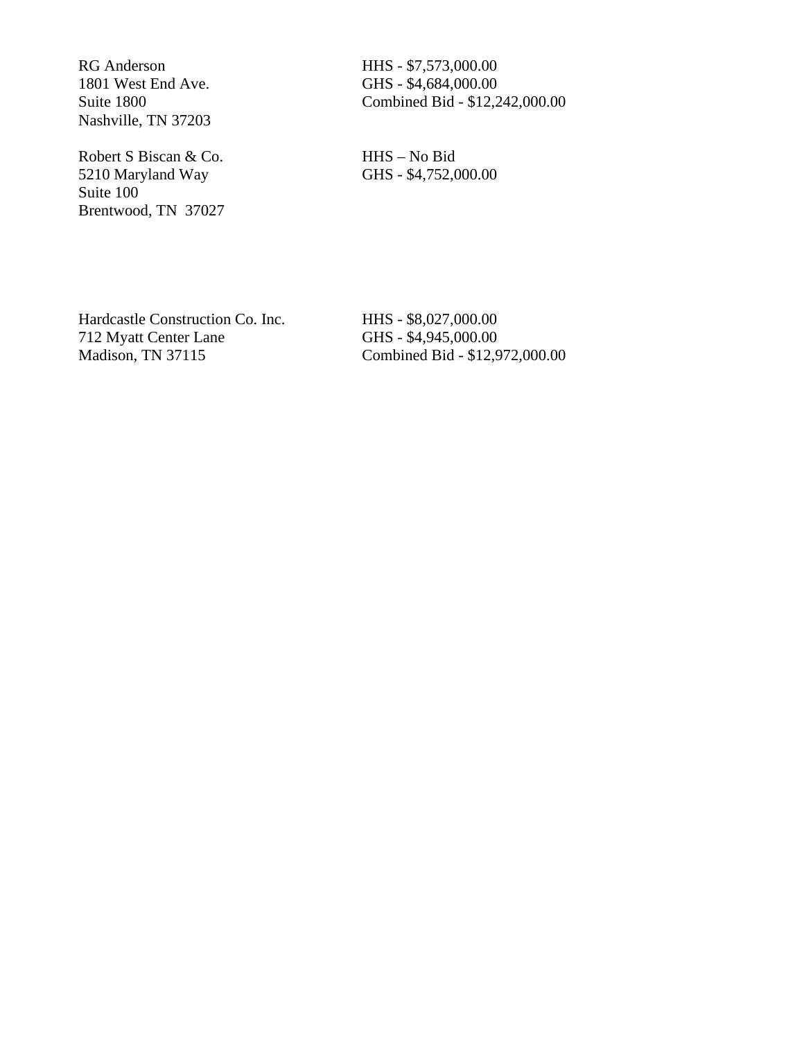RG Anderson
1801 West End Ave.
Suite 1800
Nashville, TN 37203

HHS - $7,573,000.00
GHS - $4,684,000.00
Combined Bid - $12,242,000.00

Robert S Biscan & Co.
5210 Maryland Way
Suite 100
Brentwood, TN 37027

HHS – No Bid
GHS - $4,752,000.00

Hardcastle Construction Co. Inc.
712 Myatt Center Lane
Madison, TN 37115

HHS - $8,027,000.00
GHS - $4,945,000.00
Combined Bid - $12,972,000.00